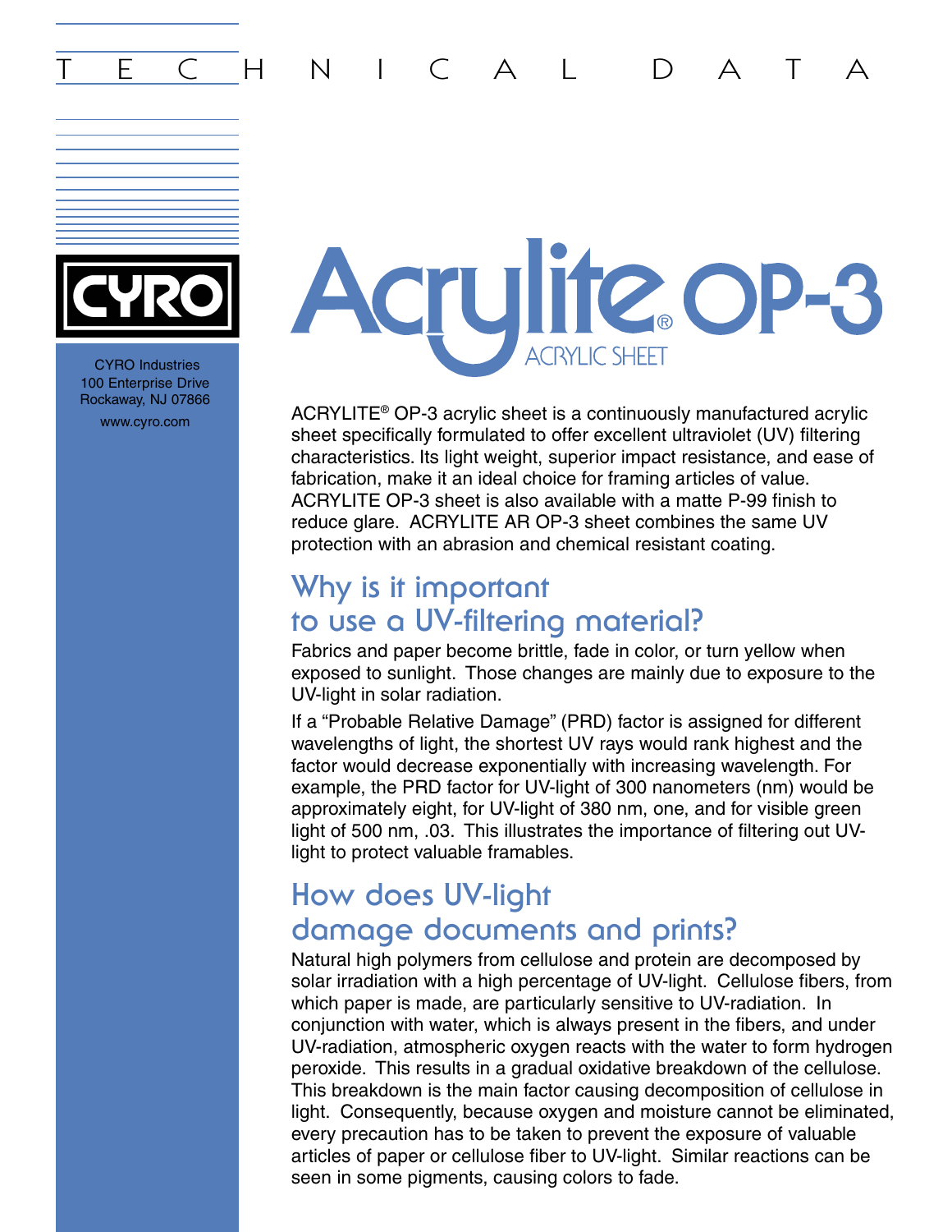TECHNICAL DATA

CYRO

CYRO Industries
100 Enterprise Drive
Rockaway, NJ 07866
www.cyro.com

# Acrylite® OP-3

ACRYLIC SHEET

ACRYLITE® OP-3 acrylic sheet is a continuously manufactured acrylic sheet specifically formulated to offer excellent ultraviolet (UV) filtering characteristics. Its light weight, superior impact resistance, and ease of fabrication, make it an ideal choice for framing articles of value. ACRYLITE OP-3 sheet is also available with a matte P-99 finish to reduce glare. ACRYLITE AR OP-3 sheet combines the same UV protection with an abrasion and chemical resistant coating.

## Why is it important to use a UV-filtering material?

Fabrics and paper become brittle, fade in color, or turn yellow when exposed to sunlight. Those changes are mainly due to exposure to the UV-light in solar radiation.

If a "Probable Relative Damage" (PRD) factor is assigned for different wavelengths of light, the shortest UV rays would rank highest and the factor would decrease exponentially with increasing wavelength. For example, the PRD factor for UV-light of 300 nanometers (nm) would be approximately eight, for UV-light of 380 nm, one, and for visible green light of 500 nm, .03. This illustrates the importance of filtering out UV-light to protect valuable framables.

## How does UV-light damage documents and prints?

Natural high polymers from cellulose and protein are decomposed by solar irradiation with a high percentage of UV-light. Cellulose fibers, from which paper is made, are particularly sensitive to UV-radiation. In conjunction with water, which is always present in the fibers, and under UV-radiation, atmospheric oxygen reacts with the water to form hydrogen peroxide. This results in a gradual oxidative breakdown of the cellulose. This breakdown is the main factor causing decomposition of cellulose in light. Consequently, because oxygen and moisture cannot be eliminated, every precaution has to be taken to prevent the exposure of valuable articles of paper or cellulose fiber to UV-light. Similar reactions can be seen in some pigments, causing colors to fade.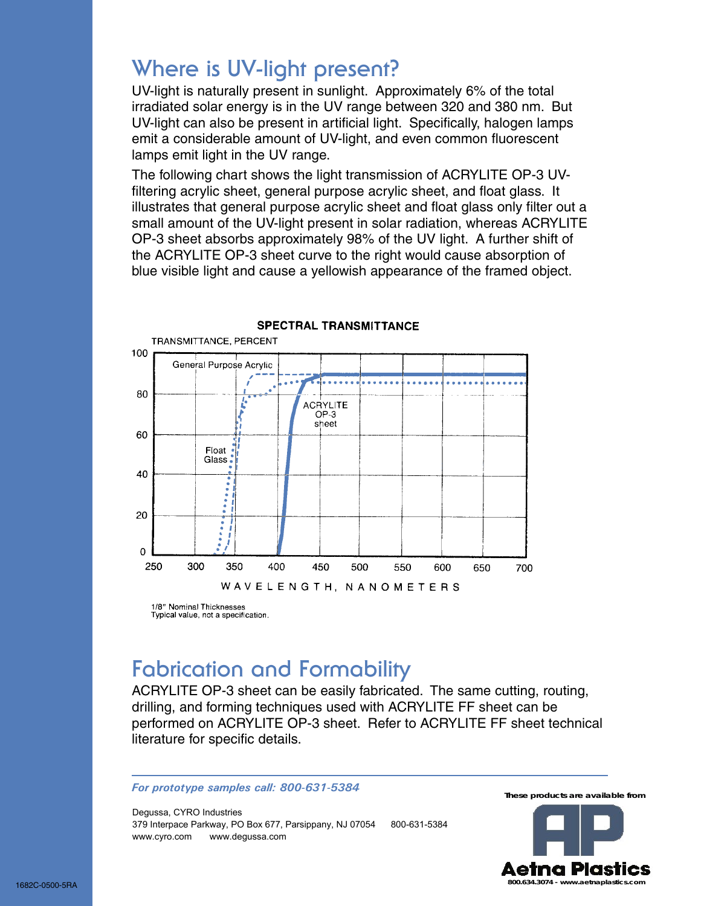## Where is UV-light present?

UV-light is naturally present in sunlight. Approximately 6% of the total irradiated solar energy is in the UV range between 320 and 380 nm. But UV-light can also be present in artificial light. Specifically, halogen lamps emit a considerable amount of UV-light, and even common fluorescent lamps emit light in the UV range.

The following chart shows the light transmission of ACRYLITE OP-3 UV-filtering acrylic sheet, general purpose acrylic sheet, and float glass. It illustrates that general purpose acrylic sheet and float glass only filter out a small amount of the UV-light present in solar radiation, whereas ACRYLITE OP-3 sheet absorbs approximately 98% of the UV light. A further shift of the ACRYLITE OP-3 sheet curve to the right would cause absorption of blue visible light and cause a yellowish appearance of the framed object.

SPECTRAL TRANSMITTANCE

TRANSMITTANCE, PERCENT

100
80
60
40
20
0

250 300 350 400 450 500 550 600 650 700

WAVELENGTH, NANOMETERS

General Purpose Acrylic

ACRYLITE OP-3 sheet

Float Glass

1/8″ Nominal Thicknesses
Typical value, not a specification.

## Fabrication and Formability

ACRYLITE OP-3 sheet can be easily fabricated. The same cutting, routing, drilling, and forming techniques used with ACRYLITE FF sheet can be performed on ACRYLITE OP-3 sheet. Refer to ACRYLITE FF sheet technical literature for specific details.

***For prototype samples call: 800-631-5384***

Degussa, CYRO Industries
379 Interpace Parkway, PO Box 677, Parsippany, NJ 07054 800-631-5384
www.cyro.com www.degussa.com

**These products are available from**

**Aetna Plastics**
800.634.3074 - www.aetnaplastics.com

1682C-0500-5RA